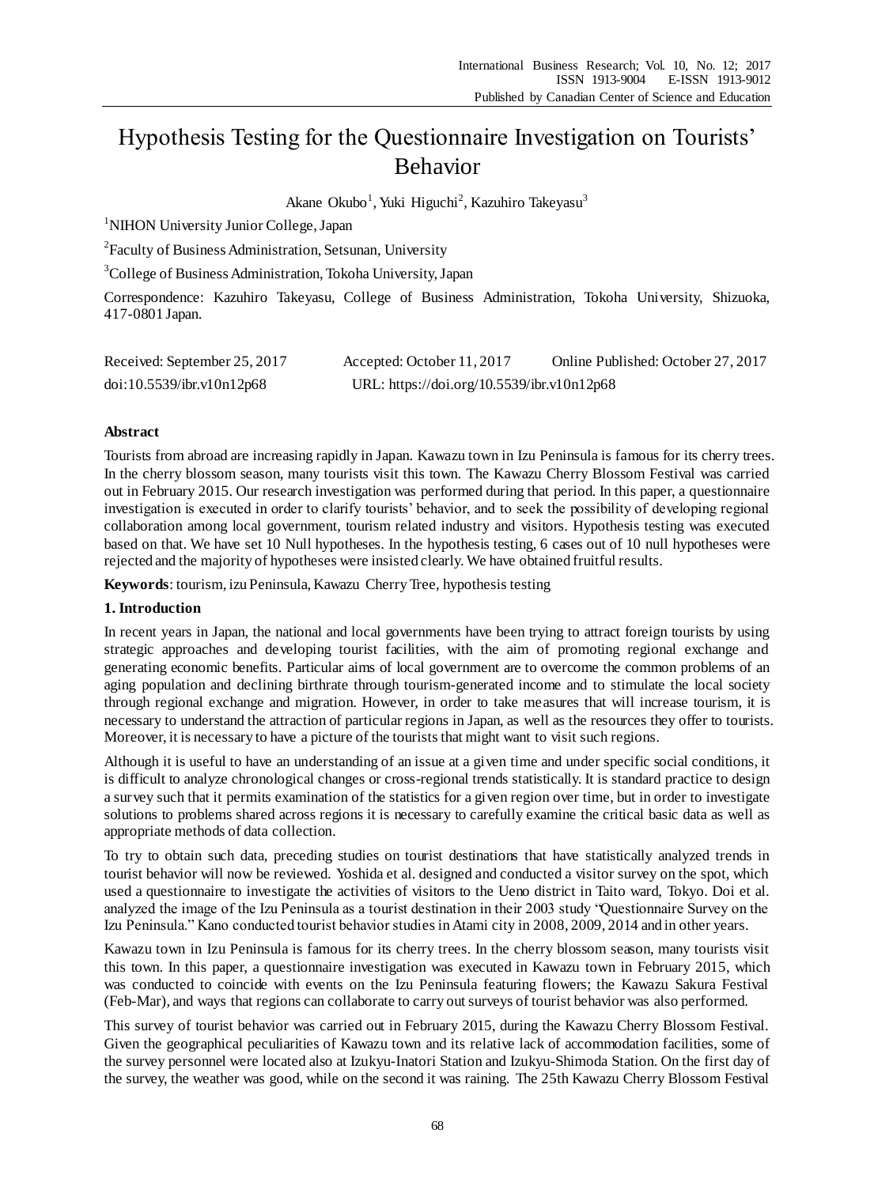# Hypothesis Testing for the Questionnaire Investigation on Tourists' Behavior

Akane Okubo[1], Yuki Higuchi[2], Kazuhiro Takeyasu[3]

[1]NIHON University Junior College, Japan

[2]Faculty of Business Administration, Setsunan, University

[3]College of Business Administration, Tokoha University, Japan

Correspondence: Kazuhiro Takeyasu, College of Business Administration, Tokoha University, Shizuoka, 417-0801 Japan.

Received: September 25, 2017 Accepted: October 11, 2017 Online Published: October 27, 2017

doi:10.5539/ibr.v10n12p68 URL: https://doi.org/10.5539/ibr.v10n12p68

## Abstract

Tourists from abroad are increasing rapidly in Japan. Kawazu town in Izu Peninsula is famous for its cherry trees. In the cherry blossom season, many tourists visit this town. The Kawazu Cherry Blossom Festival was carried out in February 2015. Our research investigation was performed during that period. In this paper, a questionnaire investigation is executed in order to clarify tourists' behavior, and to seek the possibility of developing regional collaboration among local government, tourism related industry and visitors. Hypothesis testing was executed based on that. We have set 10 Null hypotheses. In the hypothesis testing, 6 cases out of 10 null hypotheses were rejected and the majority of hypotheses were insisted clearly. We have obtained fruitful results.

**Keywords**: tourism, izu Peninsula, Kawazu Cherry Tree, hypothesis testing

## 1. Introduction

In recent years in Japan, the national and local governments have been trying to attract foreign tourists by using strategic approaches and developing tourist facilities, with the aim of promoting regional exchange and generating economic benefits. Particular aims of local government are to overcome the common problems of an aging population and declining birthrate through tourism-generated income and to stimulate the local society through regional exchange and migration. However, in order to take measures that will increase tourism, it is necessary to understand the attraction of particular regions in Japan, as well as the resources they offer to tourists. Moreover, it is necessary to have a picture of the tourists that might want to visit such regions.

Although it is useful to have an understanding of an issue at a given time and under specific social conditions, it is difficult to analyze chronological changes or cross-regional trends statistically. It is standard practice to design a survey such that it permits examination of the statistics for a given region over time, but in order to investigate solutions to problems shared across regions it is necessary to carefully examine the critical basic data as well as appropriate methods of data collection.

To try to obtain such data, preceding studies on tourist destinations that have statistically analyzed trends in tourist behavior will now be reviewed. Yoshida et al. designed and conducted a visitor survey on the spot, which used a questionnaire to investigate the activities of visitors to the Ueno district in Taito ward, Tokyo. Doi et al. analyzed the image of the Izu Peninsula as a tourist destination in their 2003 study "Questionnaire Survey on the Izu Peninsula." Kano conducted tourist behavior studies in Atami city in 2008, 2009, 2014 and in other years.

Kawazu town in Izu Peninsula is famous for its cherry trees. In the cherry blossom season, many tourists visit this town. In this paper, a questionnaire investigation was executed in Kawazu town in February 2015, which was conducted to coincide with events on the Izu Peninsula featuring flowers; the Kawazu Sakura Festival (Feb-Mar), and ways that regions can collaborate to carry out surveys of tourist behavior was also performed.

This survey of tourist behavior was carried out in February 2015, during the Kawazu Cherry Blossom Festival. Given the geographical peculiarities of Kawazu town and its relative lack of accommodation facilities, some of the survey personnel were located also at Izukyu-Inatori Station and Izukyu-Shimoda Station. On the first day of the survey, the weather was good, while on the second it was raining. The 25th Kawazu Cherry Blossom Festival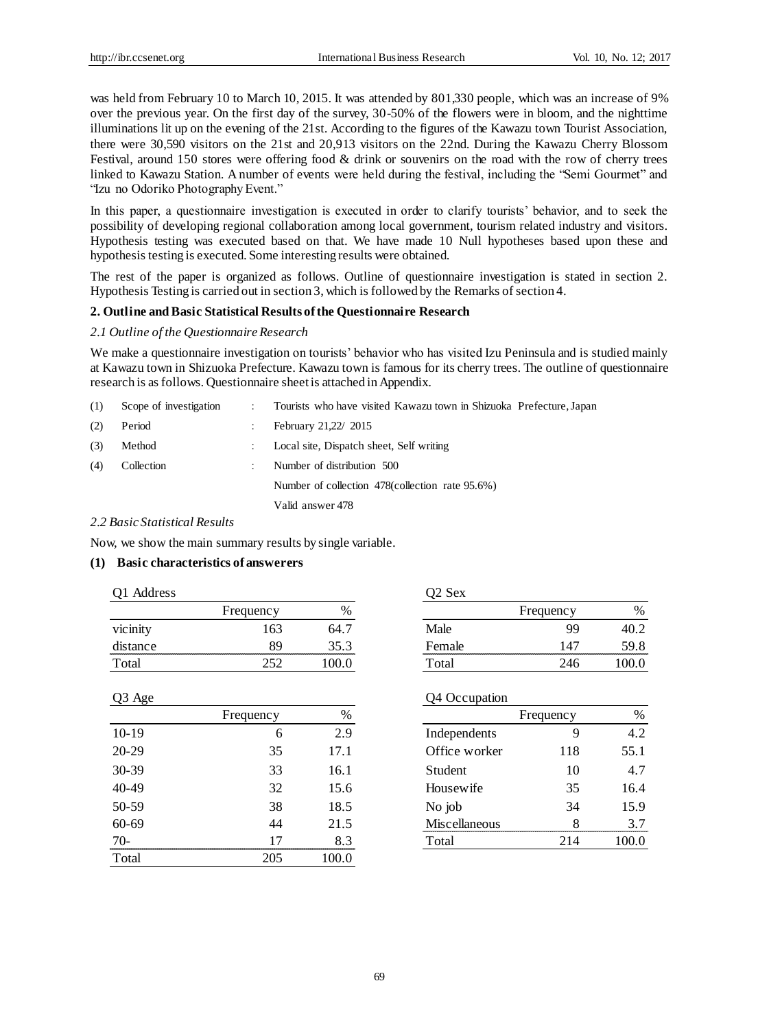was held from February 10 to March 10, 2015. It was attended by 801,330 people, which was an increase of 9% over the previous year. On the first day of the survey, 30-50% of the flowers were in bloom, and the nighttime illuminations lit up on the evening of the 21st. According to the figures of the Kawazu town Tourist Association, there were 30,590 visitors on the 21st and 20,913 visitors on the 22nd. During the Kawazu Cherry Blossom Festival, around 150 stores were offering food & drink or souvenirs on the road with the row of cherry trees linked to Kawazu Station. A number of events were held during the festival, including the "Semi Gourmet" and "Izu no Odoriko Photography Event."

In this paper, a questionnaire investigation is executed in order to clarify tourists' behavior, and to seek the possibility of developing regional collaboration among local government, tourism related industry and visitors. Hypothesis testing was executed based on that. We have made 10 Null hypotheses based upon these and hypothesis testing is executed. Some interesting results were obtained.

The rest of the paper is organized as follows. Outline of questionnaire investigation is stated in section 2. Hypothesis Testing is carried out in section 3, which is followed by the Remarks of section 4.

## 2. Outline and Basic Statistical Results of the Questionnaire Research

### *2.1 Outline of the Questionnaire Research*

We make a questionnaire investigation on tourists' behavior who has visited Izu Peninsula and is studied mainly at Kawazu town in Shizuoka Prefecture. Kawazu town is famous for its cherry trees. The outline of questionnaire research is as follows. Questionnaire sheet is attached in Appendix.

(1) Scope of investigation : Tourists who have visited Kawazu town in Shizuoka Prefecture, Japan

(2) Period : February 21,22/ 2015

(3) Method : Local site, Dispatch sheet, Self writing

(4) Collection : Number of distribution 500

Number of collection 478(collection rate 95.6%)

Valid answer 478

### *2.2 Basic Statistical Results*

Now, we show the main summary results by single variable.

**(1) Basic characteristics of answerers**

Q1 Address

| | Frequency | % |
|---|---|---|
| vicinity | 163 | 64.7 |
| distance | 89 | 35.3 |
| Total | 252 | 100.0 |

Q2 Sex

| | Frequency | % |
|---|---|---|
| Male | 99 | 40.2 |
| Female | 147 | 59.8 |
| Total | 246 | 100.0 |

Q3 Age

| | Frequency | % |
|---|---|---|
| 10-19 | 6 | 2.9 |
| 20-29 | 35 | 17.1 |
| 30-39 | 33 | 16.1 |
| 40-49 | 32 | 15.6 |
| 50-59 | 38 | 18.5 |
| 60-69 | 44 | 21.5 |
| 70- | 17 | 8.3 |
| Total | 205 | 100.0 |

Q4 Occupation

| | Frequency | % |
|---|---|---|
| Independents | 9 | 4.2 |
| Office worker | 118 | 55.1 |
| Student | 10 | 4.7 |
| Housewife | 35 | 16.4 |
| No job | 34 | 15.9 |
| Miscellaneous | 8 | 3.7 |
| Total | 214 | 100.0 |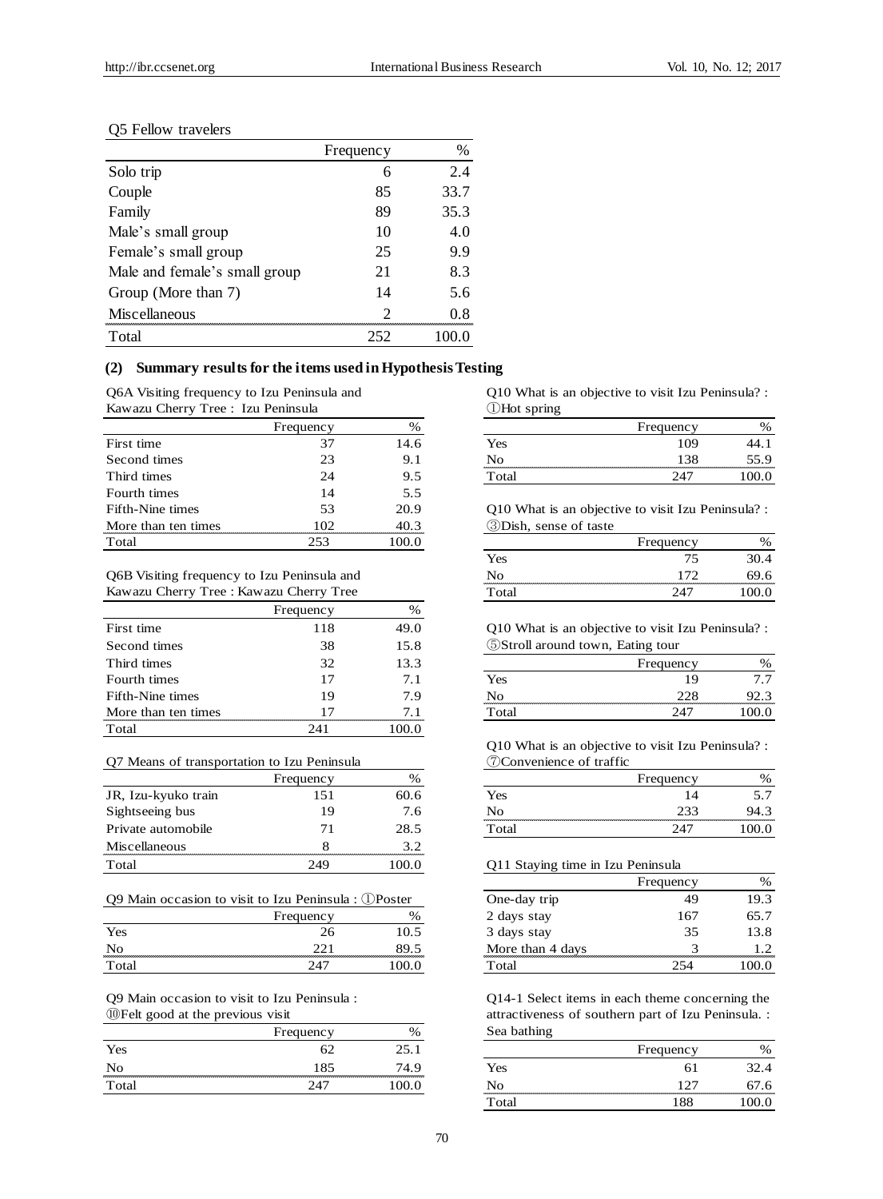Q5 Fellow travelers

| | Frequency | % |
|---|---|---|
| Solo trip | 6 | 2.4 |
| Couple | 85 | 33.7 |
| Family | 89 | 35.3 |
| Male's small group | 10 | 4.0 |
| Female's small group | 25 | 9.9 |
| Male and female's small group | 21 | 8.3 |
| Group (More than 7) | 14 | 5.6 |
| Miscellaneous | 2 | 0.8 |
| Total | 252 | 100.0 |

### (2) Summary results for the items used in Hypothesis Testing

Q6A Visiting frequency to Izu Peninsula and Kawazu Cherry Tree : Izu Peninsula

| | Frequency | % |
|---|---|---|
| First time | 37 | 14.6 |
| Second times | 23 | 9.1 |
| Third times | 24 | 9.5 |
| Fourth times | 14 | 5.5 |
| Fifth-Nine times | 53 | 20.9 |
| More than ten times | 102 | 40.3 |
| Total | 253 | 100.0 |

Q6B Visiting frequency to Izu Peninsula and Kawazu Cherry Tree : Kawazu Cherry Tree

| | Frequency | % |
|---|---|---|
| First time | 118 | 49.0 |
| Second times | 38 | 15.8 |
| Third times | 32 | 13.3 |
| Fourth times | 17 | 7.1 |
| Fifth-Nine times | 19 | 7.9 |
| More than ten times | 17 | 7.1 |
| Total | 241 | 100.0 |

Q7 Means of transportation to Izu Peninsula

| | Frequency | % |
|---|---|---|
| JR, Izu-kyuko train | 151 | 60.6 |
| Sightseeing bus | 19 | 7.6 |
| Private automobile | 71 | 28.5 |
| Miscellaneous | 8 | 3.2 |
| Total | 249 | 100.0 |

Q9 Main occasion to visit to Izu Peninsula : ①Poster

| | Frequency | % |
|---|---|---|
| Yes | 26 | 10.5 |
| No | 221 | 89.5 |
| Total | 247 | 100.0 |

Q9 Main occasion to visit to Izu Peninsula : ⑩Felt good at the previous visit

| | Frequency | % |
|---|---|---|
| Yes | 62 | 25.1 |
| No | 185 | 74.9 |
| Total | 247 | 100.0 |

Q10 What is an objective to visit Izu Peninsula? : ①Hot spring

| | Frequency | % |
|---|---|---|
| Yes | 109 | 44.1 |
| No | 138 | 55.9 |
| Total | 247 | 100.0 |

Q10 What is an objective to visit Izu Peninsula? : ③Dish, sense of taste

| | Frequency | % |
|---|---|---|
| Yes | 75 | 30.4 |
| No | 172 | 69.6 |
| Total | 247 | 100.0 |

Q10 What is an objective to visit Izu Peninsula? : ⑤Stroll around town, Eating tour

| | Frequency | % |
|---|---|---|
| Yes | 19 | 7.7 |
| No | 228 | 92.3 |
| Total | 247 | 100.0 |

Q10 What is an objective to visit Izu Peninsula? : ⑦Convenience of traffic

| | Frequency | % |
|---|---|---|
| Yes | 14 | 5.7 |
| No | 233 | 94.3 |
| Total | 247 | 100.0 |

Q11 Staying time in Izu Peninsula

| | Frequency | % |
|---|---|---|
| One-day trip | 49 | 19.3 |
| 2 days stay | 167 | 65.7 |
| 3 days stay | 35 | 13.8 |
| More than 4 days | 3 | 1.2 |
| Total | 254 | 100.0 |

Q14-1 Select items in each theme concerning the attractiveness of southern part of Izu Peninsula. : Sea bathing

| | Frequency | % |
|---|---|---|
| Yes | 61 | 32.4 |
| No | 127 | 67.6 |
| Total | 188 | 100.0 |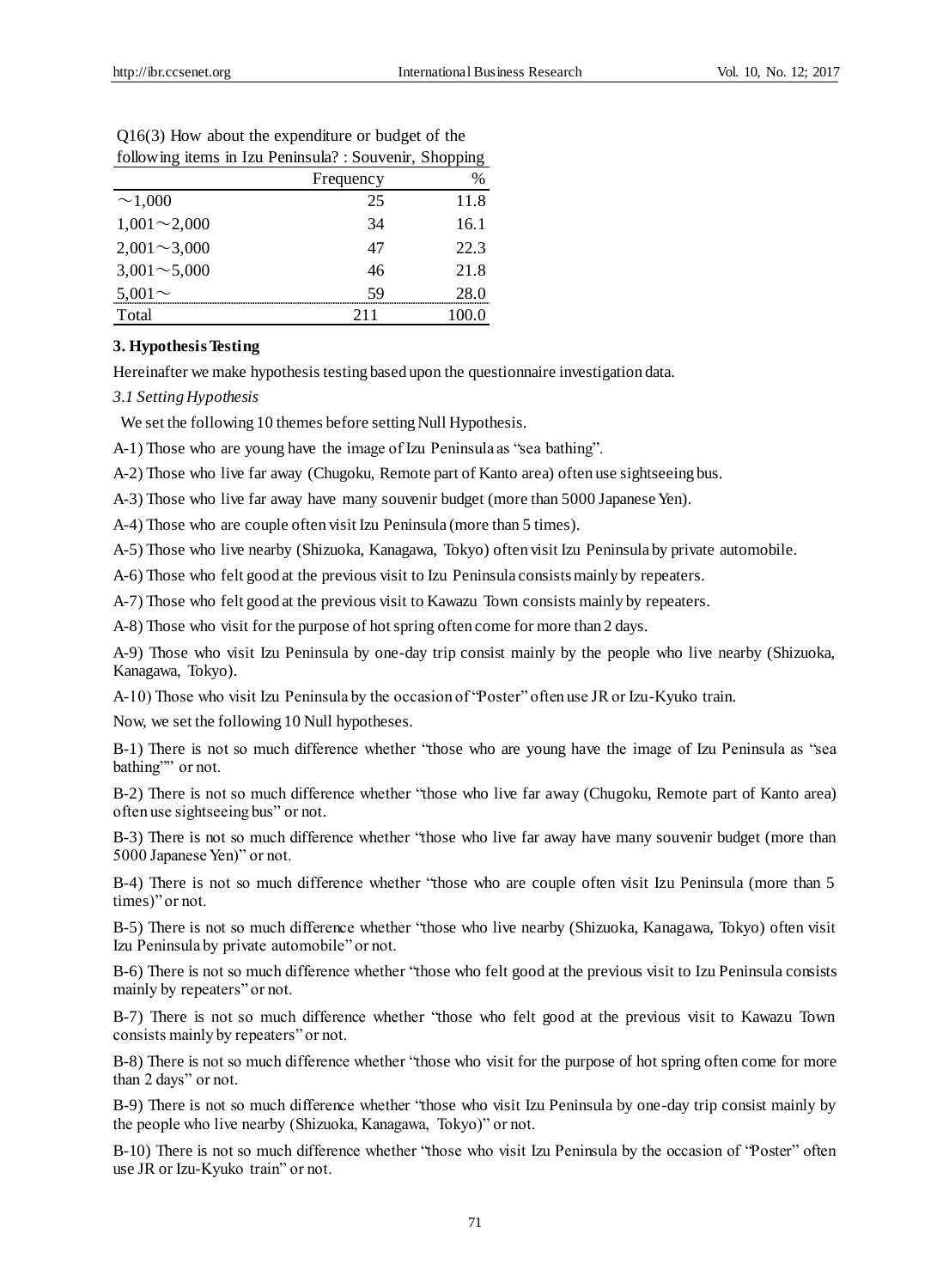Q16(3) How about the expenditure or budget of the following items in Izu Peninsula? : Souvenir, Shopping

| | Frequency | % |
|---|---|---|
| ～1,000 | 25 | 11.8 |
| 1,001～2,000 | 34 | 16.1 |
| 2,001～3,000 | 47 | 22.3 |
| 3,001～5,000 | 46 | 21.8 |
| 5,001～ | 59 | 28.0 |
| Total | 211 | 100.0 |

## 3. Hypothesis Testing

Hereinafter we make hypothesis testing based upon the questionnaire investigation data.

### *3.1 Setting Hypothesis*

We set the following 10 themes before setting Null Hypothesis.

A-1) Those who are young have the image of Izu Peninsula as "sea bathing".

A-2) Those who live far away (Chugoku, Remote part of Kanto area) often use sightseeing bus.

A-3) Those who live far away have many souvenir budget (more than 5000 Japanese Yen).

A-4) Those who are couple often visit Izu Peninsula (more than 5 times).

A-5) Those who live nearby (Shizuoka, Kanagawa, Tokyo) often visit Izu Peninsula by private automobile.

A-6) Those who felt good at the previous visit to Izu Peninsula consists mainly by repeaters.

A-7) Those who felt good at the previous visit to Kawazu Town consists mainly by repeaters.

A-8) Those who visit for the purpose of hot spring often come for more than 2 days.

A-9) Those who visit Izu Peninsula by one-day trip consist mainly by the people who live nearby (Shizuoka, Kanagawa, Tokyo).

A-10) Those who visit Izu Peninsula by the occasion of "Poster" often use JR or Izu-Kyuko train.

Now, we set the following 10 Null hypotheses.

B-1) There is not so much difference whether "those who are young have the image of Izu Peninsula as "sea bathing"" or not.

B-2) There is not so much difference whether "those who live far away (Chugoku, Remote part of Kanto area) often use sightseeing bus" or not.

B-3) There is not so much difference whether "those who live far away have many souvenir budget (more than 5000 Japanese Yen)" or not.

B-4) There is not so much difference whether "those who are couple often visit Izu Peninsula (more than 5 times)" or not.

B-5) There is not so much difference whether "those who live nearby (Shizuoka, Kanagawa, Tokyo) often visit Izu Peninsula by private automobile" or not.

B-6) There is not so much difference whether "those who felt good at the previous visit to Izu Peninsula consists mainly by repeaters" or not.

B-7) There is not so much difference whether "those who felt good at the previous visit to Kawazu Town consists mainly by repeaters" or not.

B-8) There is not so much difference whether "those who visit for the purpose of hot spring often come for more than 2 days" or not.

B-9) There is not so much difference whether "those who visit Izu Peninsula by one-day trip consist mainly by the people who live nearby (Shizuoka, Kanagawa, Tokyo)" or not.

B-10) There is not so much difference whether "those who visit Izu Peninsula by the occasion of "Poster" often use JR or Izu-Kyuko train" or not.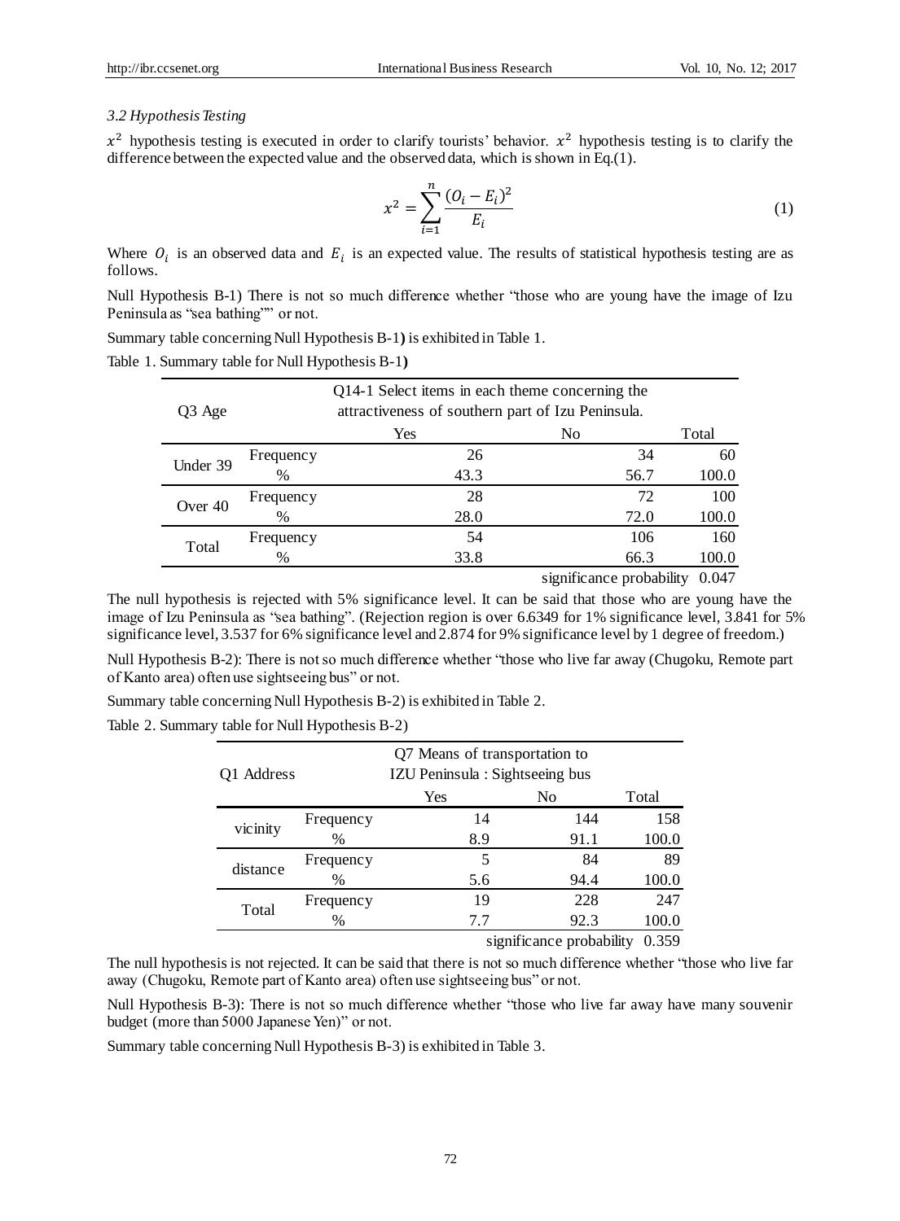*3.2 Hypothesis Testing*

$x^2$ hypothesis testing is executed in order to clarify tourists' behavior. $x^2$ hypothesis testing is to clarify the difference between the expected value and the observed data, which is shown in Eq.(1).

$$x^2 = \sum_{i=1}^{n} \frac{(O_i - E_i)^2}{E_i} \tag{1}$$

Where $O_i$ is an observed data and $E_i$ is an expected value. The results of statistical hypothesis testing are as follows.

Null Hypothesis B-1) There is not so much difference whether "those who are young have the image of Izu Peninsula as "sea bathing"" or not.

Summary table concerning Null Hypothesis B-1**)** is exhibited in Table 1.

Table 1. Summary table for Null Hypothesis B-1**)**

| Q3 Age | | Q14-1 Select items in each theme concerning the attractiveness of southern part of Izu Peninsula. | | |
|---|---|---|---|---|
| | | Yes | No | Total |
| Under 39 | Frequency | 26 | 34 | 60 |
| | % | 43.3 | 56.7 | 100.0 |
| Over 40 | Frequency | 28 | 72 | 100 |
| | % | 28.0 | 72.0 | 100.0 |
| Total | Frequency | 54 | 106 | 160 |
| | % | 33.8 | 66.3 | 100.0 |
| | | | significance probability | 0.047 |

The null hypothesis is rejected with 5% significance level. It can be said that those who are young have the image of Izu Peninsula as "sea bathing". (Rejection region is over 6.6349 for 1% significance level, 3.841 for 5% significance level, 3.537 for 6% significance level and 2.874 for 9% significance level by 1 degree of freedom.)

Null Hypothesis B-2): There is not so much difference whether "those who live far away (Chugoku, Remote part of Kanto area) often use sightseeing bus" or not.

Summary table concerning Null Hypothesis B-2) is exhibited in Table 2.

Table 2. Summary table for Null Hypothesis B-2)

| Q1 Address | | Q7 Means of transportation to IZU Peninsula : Sightseeing bus | | |
|---|---|---|---|---|
| | | Yes | No | Total |
| vicinity | Frequency | 14 | 144 | 158 |
| | % | 8.9 | 91.1 | 100.0 |
| distance | Frequency | 5 | 84 | 89 |
| | % | 5.6 | 94.4 | 100.0 |
| Total | Frequency | 19 | 228 | 247 |
| | % | 7.7 | 92.3 | 100.0 |
| | | | significance probability | 0.359 |

The null hypothesis is not rejected. It can be said that there is not so much difference whether "those who live far away (Chugoku, Remote part of Kanto area) often use sightseeing bus" or not.

Null Hypothesis B-3): There is not so much difference whether "those who live far away have many souvenir budget (more than 5000 Japanese Yen)" or not.

Summary table concerning Null Hypothesis B-3) is exhibited in Table 3.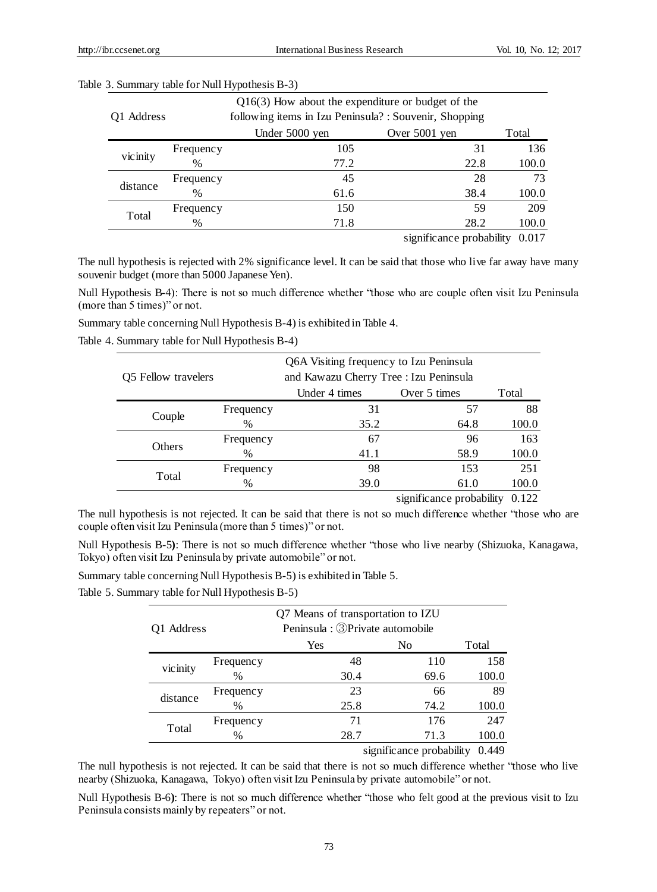Table 3. Summary table for Null Hypothesis B-3)

| Q1 Address | | Q16(3) How about the expenditure or budget of the following items in Izu Peninsula? : Souvenir, Shopping | | |
|---|---|---|---|---|
| | | Under 5000 yen | Over 5001 yen | Total |
| vicinity | Frequency | 105 | 31 | 136 |
| | % | 77.2 | 22.8 | 100.0 |
| distance | Frequency | 45 | 28 | 73 |
| | % | 61.6 | 38.4 | 100.0 |
| Total | Frequency | 150 | 59 | 209 |
| | % | 71.8 | 28.2 | 100.0 |
| | | | significance probability | 0.017 |

The null hypothesis is rejected with 2% significance level. It can be said that those who live far away have many souvenir budget (more than 5000 Japanese Yen).

Null Hypothesis B-4): There is not so much difference whether "those who are couple often visit Izu Peninsula (more than 5 times)" or not.

Summary table concerning Null Hypothesis B-4) is exhibited in Table 4.

Table 4. Summary table for Null Hypothesis B-4)

| Q5 Fellow travelers | | Q6A Visiting frequency to Izu Peninsula and Kawazu Cherry Tree : Izu Peninsula | | |
|---|---|---|---|---|
| | | Under 4 times | Over 5 times | Total |
| Couple | Frequency | 31 | 57 | 88 |
| | % | 35.2 | 64.8 | 100.0 |
| Others | Frequency | 67 | 96 | 163 |
| | % | 41.1 | 58.9 | 100.0 |
| Total | Frequency | 98 | 153 | 251 |
| | % | 39.0 | 61.0 | 100.0 |
| | | | significance probability | 0.122 |

The null hypothesis is not rejected. It can be said that there is not so much difference whether "those who are couple often visit Izu Peninsula (more than 5 times)" or not.

Null Hypothesis B-5): There is not so much difference whether "those who live nearby (Shizuoka, Kanagawa, Tokyo) often visit Izu Peninsula by private automobile" or not.

Summary table concerning Null Hypothesis B-5) is exhibited in Table 5.

Table 5. Summary table for Null Hypothesis B-5)

| Q1 Address | | Q7 Means of transportation to IZU Peninsula : ③Private automobile | | |
|---|---|---|---|---|
| | | Yes | No | Total |
| vicinity | Frequency | 48 | 110 | 158 |
| | % | 30.4 | 69.6 | 100.0 |
| distance | Frequency | 23 | 66 | 89 |
| | % | 25.8 | 74.2 | 100.0 |
| Total | Frequency | 71 | 176 | 247 |
| | % | 28.7 | 71.3 | 100.0 |
| | | | significance probability | 0.449 |

The null hypothesis is not rejected. It can be said that there is not so much difference whether "those who live nearby (Shizuoka, Kanagawa, Tokyo) often visit Izu Peninsula by private automobile" or not.

Null Hypothesis B-6): There is not so much difference whether "those who felt good at the previous visit to Izu Peninsula consists mainly by repeaters" or not.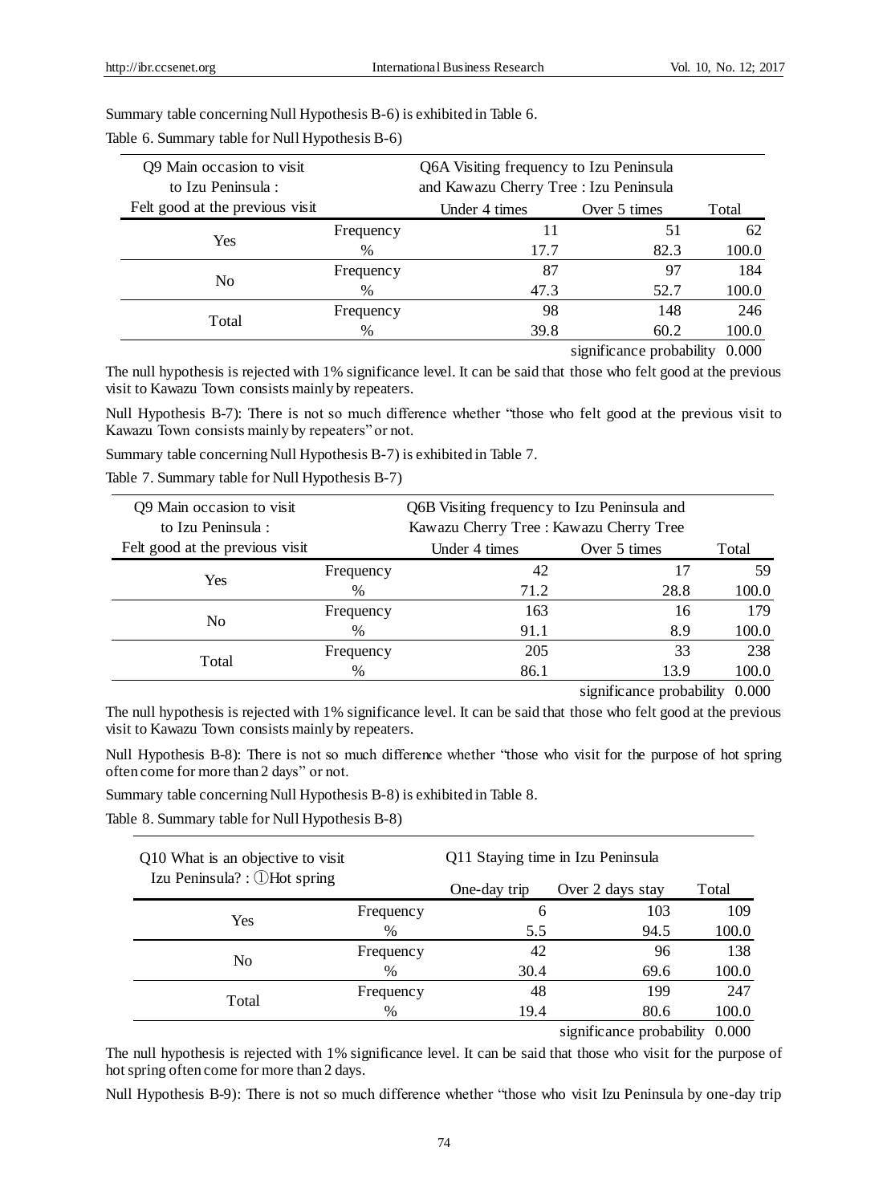Summary table concerning Null Hypothesis B-6) is exhibited in Table 6.

Table 6. Summary table for Null Hypothesis B-6)

| Q9 Main occasion to visit to Izu Peninsula : Felt good at the previous visit | | Q6A Visiting frequency to Izu Peninsula and Kawazu Cherry Tree : Izu Peninsula | | |
|---|---|---|---|---|
| | | Under 4 times | Over 5 times | Total |
| Yes | Frequency | 11 | 51 | 62 |
| | % | 17.7 | 82.3 | 100.0 |
| No | Frequency | 87 | 97 | 184 |
| | % | 47.3 | 52.7 | 100.0 |
| Total | Frequency | 98 | 148 | 246 |
| | % | 39.8 | 60.2 | 100.0 |
| | | | significance probability | 0.000 |

The null hypothesis is rejected with 1% significance level. It can be said that those who felt good at the previous visit to Kawazu Town consists mainly by repeaters.

Null Hypothesis B-7): There is not so much difference whether "those who felt good at the previous visit to Kawazu Town consists mainly by repeaters" or not.

Summary table concerning Null Hypothesis B-7) is exhibited in Table 7.

Table 7. Summary table for Null Hypothesis B-7)

| Q9 Main occasion to visit to Izu Peninsula : Felt good at the previous visit | | Q6B Visiting frequency to Izu Peninsula and Kawazu Cherry Tree : Kawazu Cherry Tree | | |
|---|---|---|---|---|
| | | Under 4 times | Over 5 times | Total |
| Yes | Frequency | 42 | 17 | 59 |
| | % | 71.2 | 28.8 | 100.0 |
| No | Frequency | 163 | 16 | 179 |
| | % | 91.1 | 8.9 | 100.0 |
| Total | Frequency | 205 | 33 | 238 |
| | % | 86.1 | 13.9 | 100.0 |
| | | | significance probability | 0.000 |

The null hypothesis is rejected with 1% significance level. It can be said that those who felt good at the previous visit to Kawazu Town consists mainly by repeaters.

Null Hypothesis B-8): There is not so much difference whether "those who visit for the purpose of hot spring often come for more than 2 days" or not.

Summary table concerning Null Hypothesis B-8) is exhibited in Table 8.

Table 8. Summary table for Null Hypothesis B-8)

| Q10 What is an objective to visit Izu Peninsula? : ①Hot spring | | Q11 Staying time in Izu Peninsula | | |
|---|---|---|---|---|
| | | One-day trip | Over 2 days stay | Total |
| Yes | Frequency | 6 | 103 | 109 |
| | % | 5.5 | 94.5 | 100.0 |
| No | Frequency | 42 | 96 | 138 |
| | % | 30.4 | 69.6 | 100.0 |
| Total | Frequency | 48 | 199 | 247 |
| | % | 19.4 | 80.6 | 100.0 |
| | | | significance probability | 0.000 |

The null hypothesis is rejected with 1% significance level. It can be said that those who visit for the purpose of hot spring often come for more than 2 days.

Null Hypothesis B-9): There is not so much difference whether "those who visit Izu Peninsula by one-day trip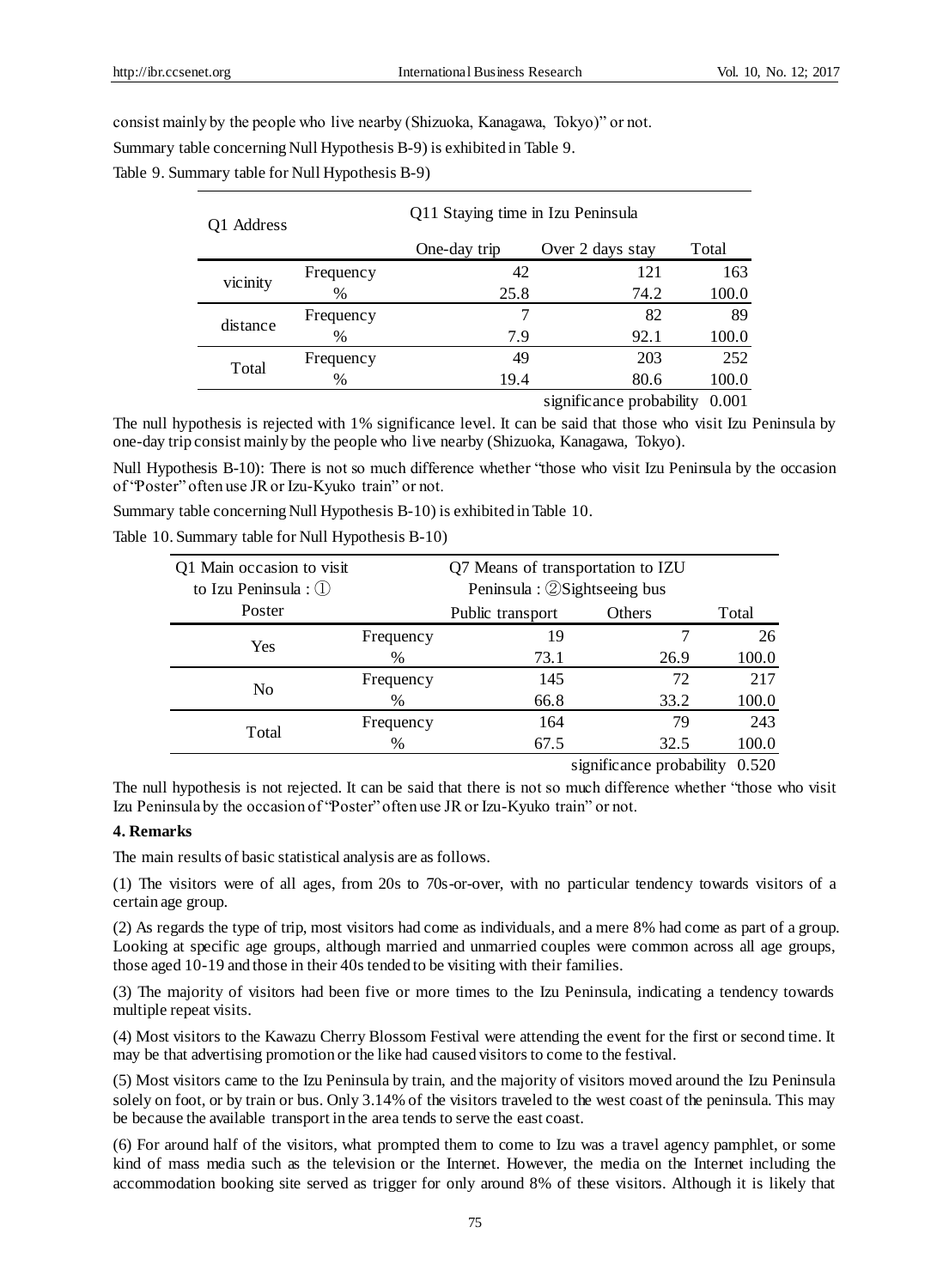consist mainly by the people who live nearby (Shizuoka, Kanagawa, Tokyo)" or not.

Summary table concerning Null Hypothesis B-9) is exhibited in Table 9.

Table 9. Summary table for Null Hypothesis B-9)

| Q1 Address | | Q11 Staying time in Izu Peninsula | | |
|---|---|---|---|---|
| | | One-day trip | Over 2 days stay | Total |
| vicinity | Frequency | 42 | 121 | 163 |
| | % | 25.8 | 74.2 | 100.0 |
| distance | Frequency | 7 | 82 | 89 |
| | % | 7.9 | 92.1 | 100.0 |
| Total | Frequency | 49 | 203 | 252 |
| | % | 19.4 | 80.6 | 100.0 |
| | | | significance probability | 0.001 |

The null hypothesis is rejected with 1% significance level. It can be said that those who visit Izu Peninsula by one-day trip consist mainly by the people who live nearby (Shizuoka, Kanagawa, Tokyo).

Null Hypothesis B-10): There is not so much difference whether "those who visit Izu Peninsula by the occasion of "Poster" often use JR or Izu-Kyuko train" or not.

Summary table concerning Null Hypothesis B-10) is exhibited in Table 10.

Table 10. Summary table for Null Hypothesis B-10)

| Q1 Main occasion to visit to Izu Peninsula : ① Poster | | Q7 Means of transportation to IZU Peninsula : ②Sightseeing bus | | |
|---|---|---|---|---|
| | | Public transport | Others | Total |
| Yes | Frequency | 19 | 7 | 26 |
| | % | 73.1 | 26.9 | 100.0 |
| No | Frequency | 145 | 72 | 217 |
| | % | 66.8 | 33.2 | 100.0 |
| Total | Frequency | 164 | 79 | 243 |
| | % | 67.5 | 32.5 | 100.0 |
| | | | significance probability | 0.520 |

The null hypothesis is not rejected. It can be said that there is not so much difference whether "those who visit Izu Peninsula by the occasion of "Poster" often use JR or Izu-Kyuko train" or not.

## 4. Remarks

The main results of basic statistical analysis are as follows.

(1) The visitors were of all ages, from 20s to 70s-or-over, with no particular tendency towards visitors of a certain age group.

(2) As regards the type of trip, most visitors had come as individuals, and a mere 8% had come as part of a group. Looking at specific age groups, although married and unmarried couples were common across all age groups, those aged 10-19 and those in their 40s tended to be visiting with their families.

(3) The majority of visitors had been five or more times to the Izu Peninsula, indicating a tendency towards multiple repeat visits.

(4) Most visitors to the Kawazu Cherry Blossom Festival were attending the event for the first or second time. It may be that advertising promotion or the like had caused visitors to come to the festival.

(5) Most visitors came to the Izu Peninsula by train, and the majority of visitors moved around the Izu Peninsula solely on foot, or by train or bus. Only 3.14% of the visitors traveled to the west coast of the peninsula. This may be because the available transport in the area tends to serve the east coast.

(6) For around half of the visitors, what prompted them to come to Izu was a travel agency pamphlet, or some kind of mass media such as the television or the Internet. However, the media on the Internet including the accommodation booking site served as trigger for only around 8% of these visitors. Although it is likely that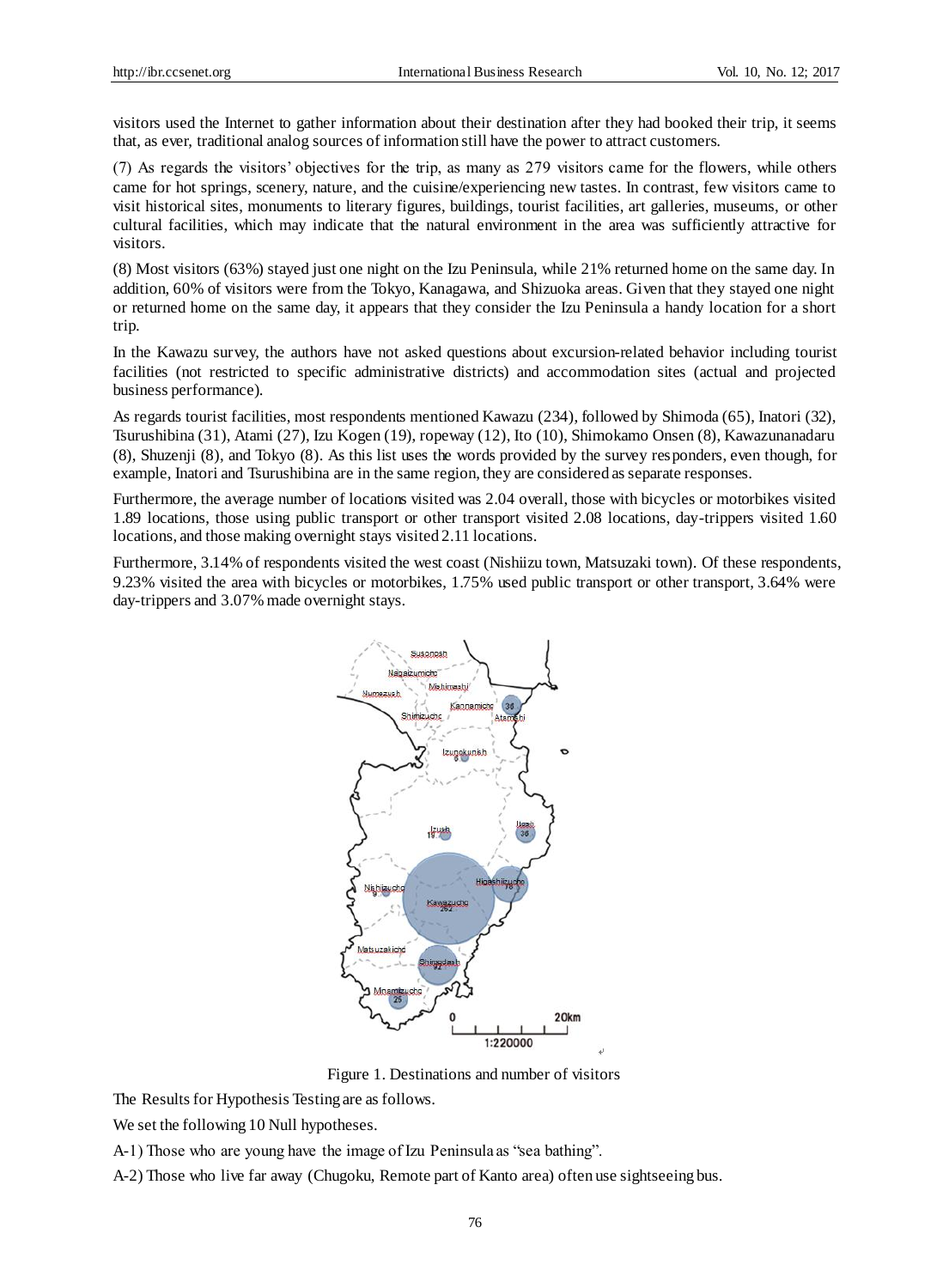visitors used the Internet to gather information about their destination after they had booked their trip, it seems that, as ever, traditional analog sources of information still have the power to attract customers.

(7) As regards the visitors' objectives for the trip, as many as 279 visitors came for the flowers, while others came for hot springs, scenery, nature, and the cuisine/experiencing new tastes. In contrast, few visitors came to visit historical sites, monuments to literary figures, buildings, tourist facilities, art galleries, museums, or other cultural facilities, which may indicate that the natural environment in the area was sufficiently attractive for visitors.

(8) Most visitors (63%) stayed just one night on the Izu Peninsula, while 21% returned home on the same day. In addition, 60% of visitors were from the Tokyo, Kanagawa, and Shizuoka areas. Given that they stayed one night or returned home on the same day, it appears that they consider the Izu Peninsula a handy location for a short trip.

In the Kawazu survey, the authors have not asked questions about excursion-related behavior including tourist facilities (not restricted to specific administrative districts) and accommodation sites (actual and projected business performance).

As regards tourist facilities, most respondents mentioned Kawazu (234), followed by Shimoda (65), Inatori (32), Tsurushibina (31), Atami (27), Izu Kogen (19), ropeway (12), Ito (10), Shimokamo Onsen (8), Kawazunanadaru (8), Shuzenji (8), and Tokyo (8). As this list uses the words provided by the survey responders, even though, for example, Inatori and Tsurushibina are in the same region, they are considered as separate responses.

Furthermore, the average number of locations visited was 2.04 overall, those with bicycles or motorbikes visited 1.89 locations, those using public transport or other transport visited 2.08 locations, day-trippers visited 1.60 locations, and those making overnight stays visited 2.11 locations.

Furthermore, 3.14% of respondents visited the west coast (Nishiizu town, Matsuzaki town). Of these respondents, 9.23% visited the area with bicycles or motorbikes, 1.75% used public transport or other transport, 3.64% were day-trippers and 3.07% made overnight stays.

Figure 1. Destinations and number of visitors

The Results for Hypothesis Testing are as follows.

We set the following 10 Null hypotheses.

A-1) Those who are young have the image of Izu Peninsula as "sea bathing".

A-2) Those who live far away (Chugoku, Remote part of Kanto area) often use sightseeing bus.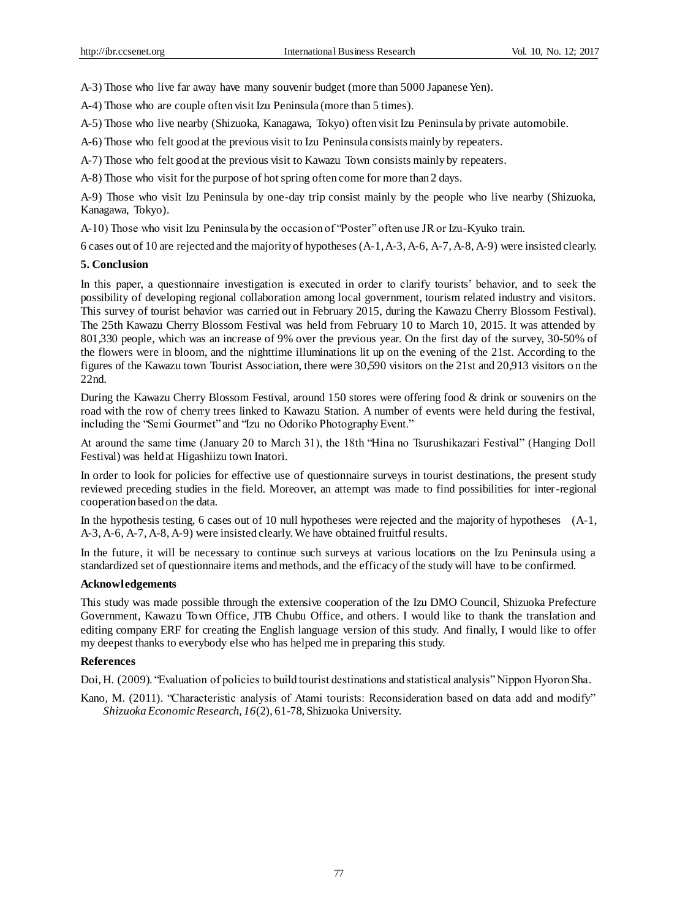A-3) Those who live far away have many souvenir budget (more than 5000 Japanese Yen).

A-4) Those who are couple often visit Izu Peninsula (more than 5 times).

A-5) Those who live nearby (Shizuoka, Kanagawa, Tokyo) often visit Izu Peninsula by private automobile.

A-6) Those who felt good at the previous visit to Izu Peninsula consists mainly by repeaters.

A-7) Those who felt good at the previous visit to Kawazu Town consists mainly by repeaters.

A-8) Those who visit for the purpose of hot spring often come for more than 2 days.

A-9) Those who visit Izu Peninsula by one-day trip consist mainly by the people who live nearby (Shizuoka, Kanagawa, Tokyo).

A-10) Those who visit Izu Peninsula by the occasion of "Poster" often use JR or Izu-Kyuko train.

6 cases out of 10 are rejected and the majority of hypotheses (A-1, A-3, A-6, A-7, A-8, A-9) were insisted clearly.

## 5. Conclusion

In this paper, a questionnaire investigation is executed in order to clarify tourists' behavior, and to seek the possibility of developing regional collaboration among local government, tourism related industry and visitors. This survey of tourist behavior was carried out in February 2015, during the Kawazu Cherry Blossom Festival). The 25th Kawazu Cherry Blossom Festival was held from February 10 to March 10, 2015. It was attended by 801,330 people, which was an increase of 9% over the previous year. On the first day of the survey, 30-50% of the flowers were in bloom, and the nighttime illuminations lit up on the evening of the 21st. According to the figures of the Kawazu town Tourist Association, there were 30,590 visitors on the 21st and 20,913 visitors on the 22nd.

During the Kawazu Cherry Blossom Festival, around 150 stores were offering food & drink or souvenirs on the road with the row of cherry trees linked to Kawazu Station. A number of events were held during the festival, including the "Semi Gourmet" and "Izu no Odoriko Photography Event."

At around the same time (January 20 to March 31), the 18th "Hina no Tsurushikazari Festival" (Hanging Doll Festival) was held at Higashiizu town Inatori.

In order to look for policies for effective use of questionnaire surveys in tourist destinations, the present study reviewed preceding studies in the field. Moreover, an attempt was made to find possibilities for inter-regional cooperation based on the data.

In the hypothesis testing, 6 cases out of 10 null hypotheses were rejected and the majority of hypotheses (A-1, A-3, A-6, A-7, A-8, A-9) were insisted clearly. We have obtained fruitful results.

In the future, it will be necessary to continue such surveys at various locations on the Izu Peninsula using a standardized set of questionnaire items and methods, and the efficacy of the study will have to be confirmed.

### Acknowledgements

This study was made possible through the extensive cooperation of the Izu DMO Council, Shizuoka Prefecture Government, Kawazu Town Office, JTB Chubu Office, and others. I would like to thank the translation and editing company ERF for creating the English language version of this study. And finally, I would like to offer my deepest thanks to everybody else who has helped me in preparing this study.

### References

Doi, H. (2009). "Evaluation of policies to build tourist destinations and statistical analysis" Nippon Hyoron Sha.

Kano, M. (2011). "Characteristic analysis of Atami tourists: Reconsideration based on data add and modify" *Shizuoka Economic Research, 16*(2), 61-78, Shizuoka University.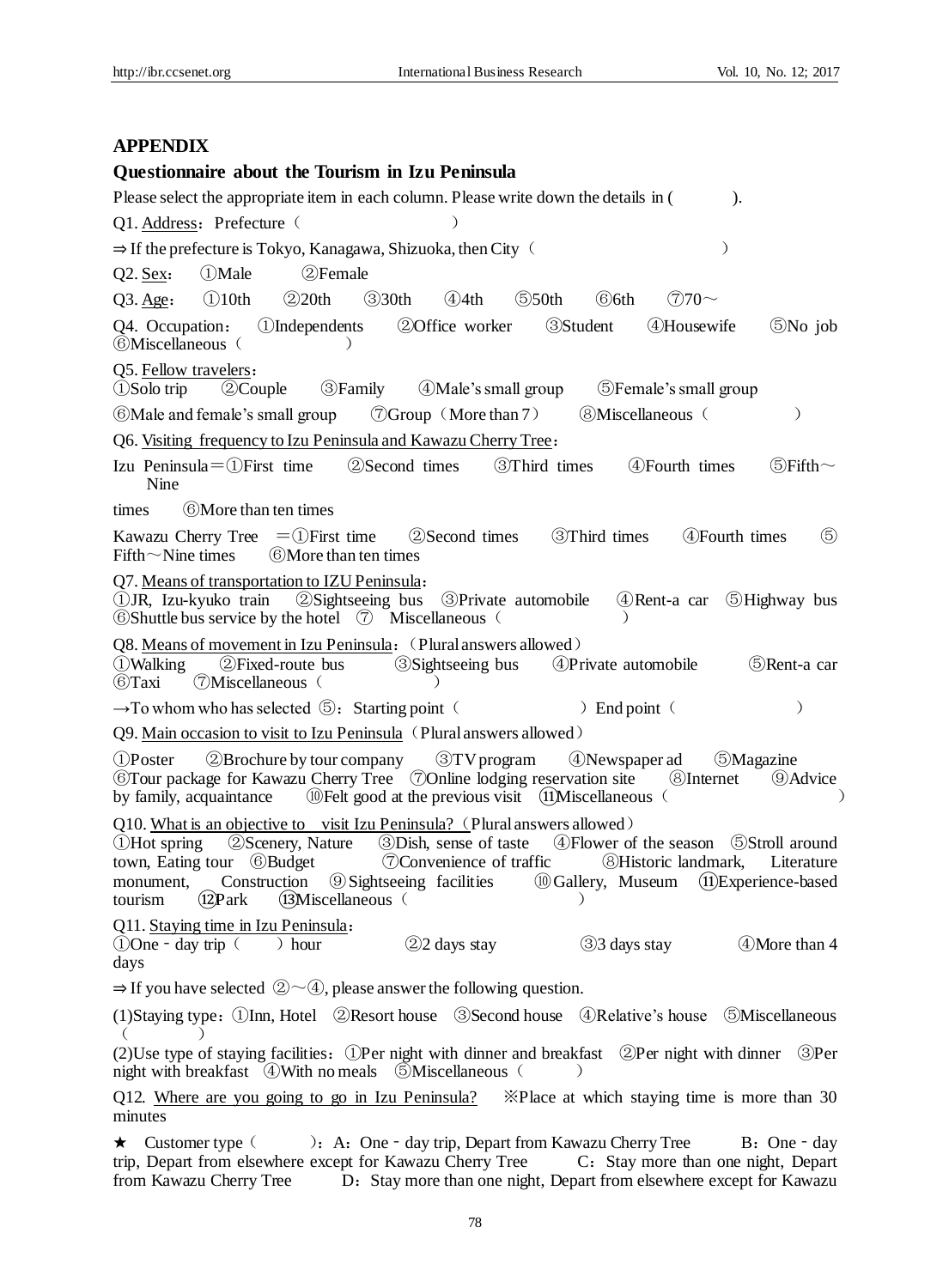## APPENDIX

### Questionnaire about the Tourism in Izu Peninsula

Please select the appropriate item in each column. Please write down the details in (　　　).

Q1. Address：Prefecture（　　　　　　　　　）

⇒ If the prefecture is Tokyo, Kanagawa, Shizuoka, then City（　　　　　　　　　　　）

Q2. Sex：　①Male　　②Female

Q3. Age：　①10th　　②20th　　③30th　　④4th　　⑤50th　　⑥6th　　⑦70～

Q4. Occupation：　①Independents　　②Office worker　　③Student　　④Housewife　　⑤No job　⑥Miscellaneous（　　　　　）

Q5. Fellow travelers：
①Solo trip　②Couple　③Family　④Male's small group　⑤Female's small group
⑥Male and female's small group　⑦Group（More than 7）　⑧Miscellaneous（　　　　　）

Q6. Visiting frequency to Izu Peninsula and Kawazu Cherry Tree：

Izu Peninsula＝①First time　②Second times　③Third times　④Fourth times　⑤Fifth～Nine times　⑥More than ten times

Kawazu Cherry Tree　＝①First time　②Second times　③Third times　④Fourth times　⑤Fifth～Nine times　⑥More than ten times

Q7. Means of transportation to IZU Peninsula：
①JR, Izu-kyuko train　②Sightseeing bus　③Private automobile　④Rent-a car　⑤Highway bus　⑥Shuttle bus service by the hotel　⑦　Miscellaneous（　　　　　　）

Q8. Means of movement in Izu Peninsula：（Plural answers allowed）
①Walking　②Fixed-route bus　③Sightseeing bus　④Private automobile　⑤Rent-a car　⑥Taxi　⑦Miscellaneous（　　　　　　）

→To whom who has selected ⑤：Starting point（　　　　　　）End point（　　　　　　）

Q9. Main occasion to visit to Izu Peninsula（Plural answers allowed）

①Poster　②Brochure by tour company　③TV program　④Newspaper ad　⑤Magazine　⑥Tour package for Kawazu Cherry Tree　⑦Online lodging reservation site　⑧Internet　⑨Advice by family, acquaintance　⑩Felt good at the previous visit　⑪Miscellaneous（　　　　　　　）

Q10. What is an objective to visit Izu Peninsula?（Plural answers allowed）
①Hot spring　②Scenery, Nature　③Dish, sense of taste　④Flower of the season　⑤Stroll around town, Eating tour　⑥Budget　⑦Convenience of traffic　⑧Historic landmark, Literature monument, Construction　⑨Sightseeing facilities　⑩Gallery, Museum　⑪Experience-based tourism　⑫Park　⑬Miscellaneous（　　　　　　　）

Q11. Staying time in Izu Peninsula：
①One‐day trip（　）hour　②2 days stay　③3 days stay　④More than 4 days

⇒ If you have selected ②～④, please answer the following question.

(1)Staying type：①Inn, Hotel　②Resort house　③Second house　④Relative's house　⑤Miscellaneous（　　　）

(2)Use type of staying facilities：①Per night with dinner and breakfast　②Per night with dinner　③Per night with breakfast　④With no meals　⑤Miscellaneous（　　　）

Q12. Where are you going to go in Izu Peninsula?　※Place at which staying time is more than 30 minutes

★　Customer type（　　　）：A：One‐day trip, Depart from Kawazu Cherry Tree　B：One‐day trip, Depart from elsewhere except for Kawazu Cherry Tree　C：Stay more than one night, Depart from Kawazu Cherry Tree　D：Stay more than one night, Depart from elsewhere except for Kawazu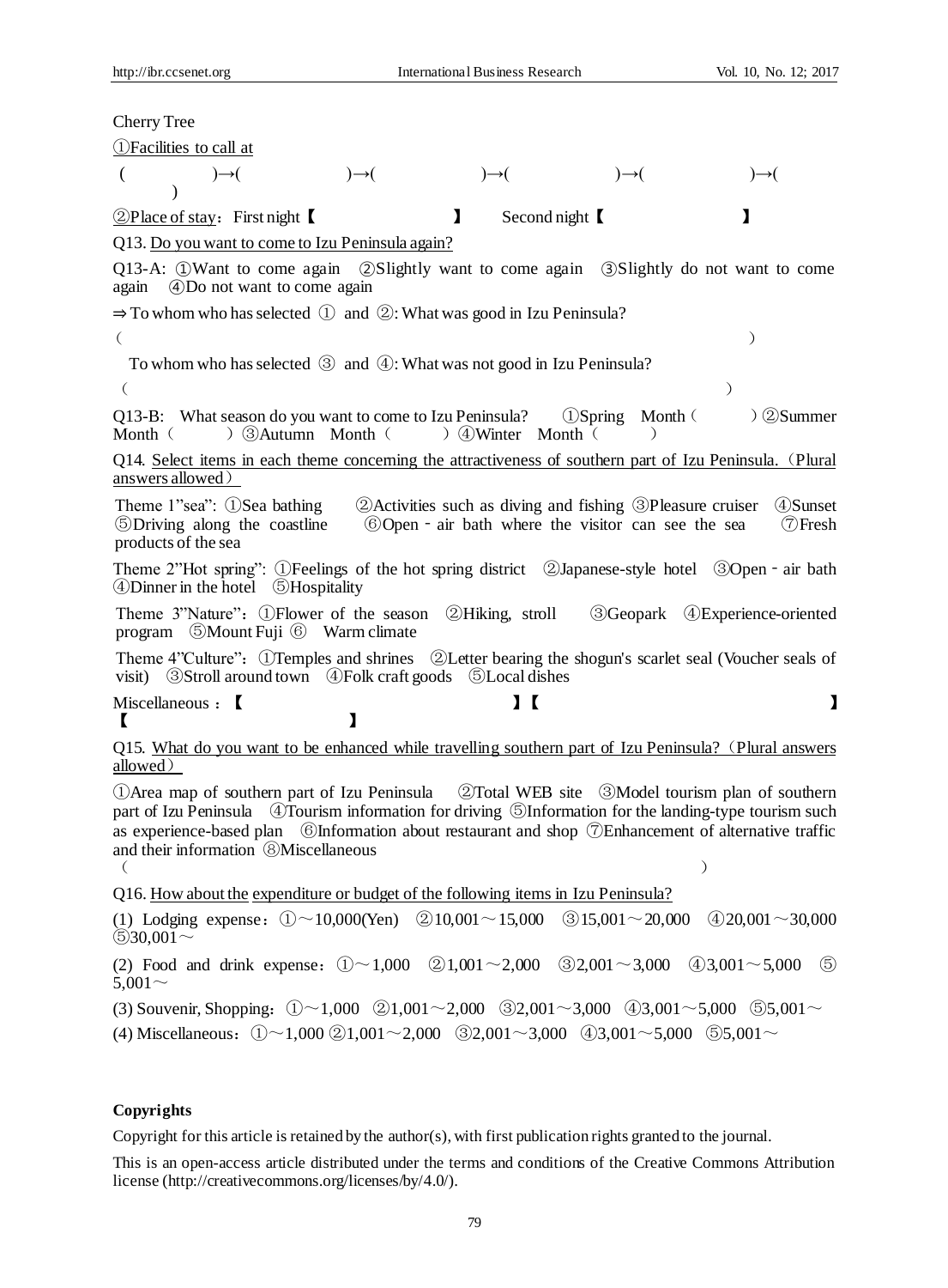Cherry Tree

①Facilities to call at

(　　　　)→(　　　　)→(　　　　)→(　　　　)→(　　　　)→(　　　　)

②Place of stay：First night【　　　　　　】　Second night【　　　　　　】

Q13. Do you want to come to Izu Peninsula again?

Q13-A: ①Want to come again　②Slightly want to come again　③Slightly do not want to come again　④Do not want to come again

⇒To whom who has selected ① and ②: What was good in Izu Peninsula?

（　　　　　　　　　　　　　　　　　　　　　　　　　　　　）

To whom who has selected ③ and ④: What was not good in Izu Peninsula?

（　　　　　　　　　　　　　　　　　　　　　　　　　　　　）

Q13-B: What season do you want to come to Izu Peninsula?　①Spring　Month（　　）②Summer Month（　　）③Autumn　Month（　　）④Winter　Month（　　）

Q14. Select items in each theme concerning the attractiveness of southern part of Izu Peninsula.（Plural answers allowed）

Theme 1"sea": ①Sea bathing　②Activities such as diving and fishing ③Pleasure cruiser　④Sunset ⑤Driving along the coastline　⑥Open‐air bath where the visitor can see the sea　⑦Fresh products of the sea

Theme 2"Hot spring": ①Feelings of the hot spring district　②Japanese-style hotel　③Open‐air bath ④Dinner in the hotel　⑤Hospitality

Theme 3"Nature": ①Flower of the season　②Hiking, stroll　③Geopark　④Experience-oriented program　⑤Mount Fuji ⑥　Warm climate

Theme 4"Culture": ①Temples and shrines　②Letter bearing the shogun's scarlet seal (Voucher seals of visit)　③Stroll around town　④Folk craft goods　⑤Local dishes

Miscellaneous：【　　　　　　　　　　】【　　　　　　　　　　】【　　　　　　　　　　】

Q15. What do you want to be enhanced while travelling southern part of Izu Peninsula?（Plural answers allowed）

①Area map of southern part of Izu Peninsula　②Total WEB site　③Model tourism plan of southern part of Izu Peninsula　④Tourism information for driving ⑤Information for the landing-type tourism such as experience-based plan　⑥Information about restaurant and shop ⑦Enhancement of alternative traffic and their information ⑧Miscellaneous

（　　　　　　　　　　　　　　　　　　　　　　　　　　　　）

Q16. How about the expenditure or budget of the following items in Izu Peninsula?

(1) Lodging expense：①～10,000(Yen)　②10,001～15,000　③15,001～20,000　④20,001～30,000 ⑤30,001～

(2) Food and drink expense：①～1,000　②1,001～2,000　③2,001～3,000　④3,001～5,000　⑤ 5,001～

(3) Souvenir, Shopping：①～1,000　②1,001～2,000　③2,001～3,000　④3,001～5,000　⑤5,001～

(4) Miscellaneous：①～1,000 ②1,001～2,000　③2,001～3,000　④3,001～5,000　⑤5,001～

**Copyrights**

Copyright for this article is retained by the author(s), with first publication rights granted to the journal.

This is an open-access article distributed under the terms and conditions of the Creative Commons Attribution license (http://creativecommons.org/licenses/by/4.0/).